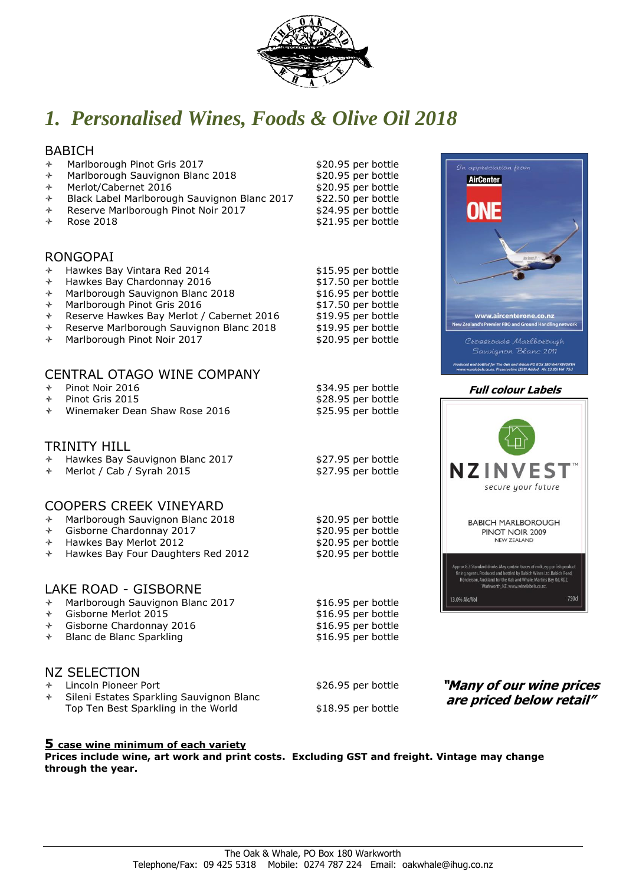# *1. Personalised Wines, Foods & Olive Oil 2018*

## BABICH

- Marlborough Pinot Gris 2017 — $20.95 per bottle
- Marlborough Sauvignon Blanc 2018 — $20.95 per bottle
- Merlot/Cabernet 2016 — $20.95 per bottle
- Black Label Marlborough Sauvignon Blanc 2017 — $22.50 per bottle
- Reserve Marlborough Pinot Noir 2017 — $24.95 per bottle
- Rose 2018 — $21.95 per bottle

## RONGOPAI

- Hawkes Bay Vintara Red 2014 — $15.95 per bottle
- Hawkes Bay Chardonnay 2016 — $17.50 per bottle
- Marlborough Sauvignon Blanc 2018 — $16.95 per bottle
- Marlborough Pinot Gris 2016 — $17.50 per bottle
- Reserve Hawkes Bay Merlot / Cabernet 2016 — $19.95 per bottle
- Reserve Marlborough Sauvignon Blanc 2018 — $19.95 per bottle
- Marlborough Pinot Noir 2017 — $20.95 per bottle

## CENTRAL OTAGO WINE COMPANY

- Pinot Noir 2016 — $34.95 per bottle
- Pinot Gris 2015 — $28.95 per bottle
- Winemaker Dean Shaw Rose 2016 — $25.95 per bottle

## TRINITY HILL

- Hawkes Bay Sauvignon Blanc 2017 — $27.95 per bottle
- Merlot / Cab / Syrah 2015 — $27.95 per bottle

## COOPERS CREEK VINEYARD

- Marlborough Sauvignon Blanc 2018 — $20.95 per bottle
- Gisborne Chardonnay 2017 — $20.95 per bottle
- Hawkes Bay Merlot 2012 — $20.95 per bottle
- Hawkes Bay Four Daughters Red 2012 — $20.95 per bottle

## LAKE ROAD - GISBORNE

- Marlborough Sauvignon Blanc 2017 — $16.95 per bottle
- Gisborne Merlot 2015 — $16.95 per bottle
- Gisborne Chardonnay 2016 — $16.95 per bottle
- Blanc de Blanc Sparkling — $16.95 per bottle

## NZ SELECTION

- Lincoln Pioneer Port — $26.95 per bottle
- Sileni Estates Sparkling Sauvignon Blanc Top Ten Best Sparkling in the World — $18.95 per bottle

***Full colour Labels***

***"Many of our wine prices are priced below retail"***

**5 case wine minimum of each variety**

**Prices include wine, art work and print costs. Excluding GST and freight. Vintage may change through the year.**

The Oak & Whale, PO Box 180 Warkworth
Telephone/Fax: 09 425 5318 Mobile: 0274 787 224 Email: oakwhale@ihug.co.nz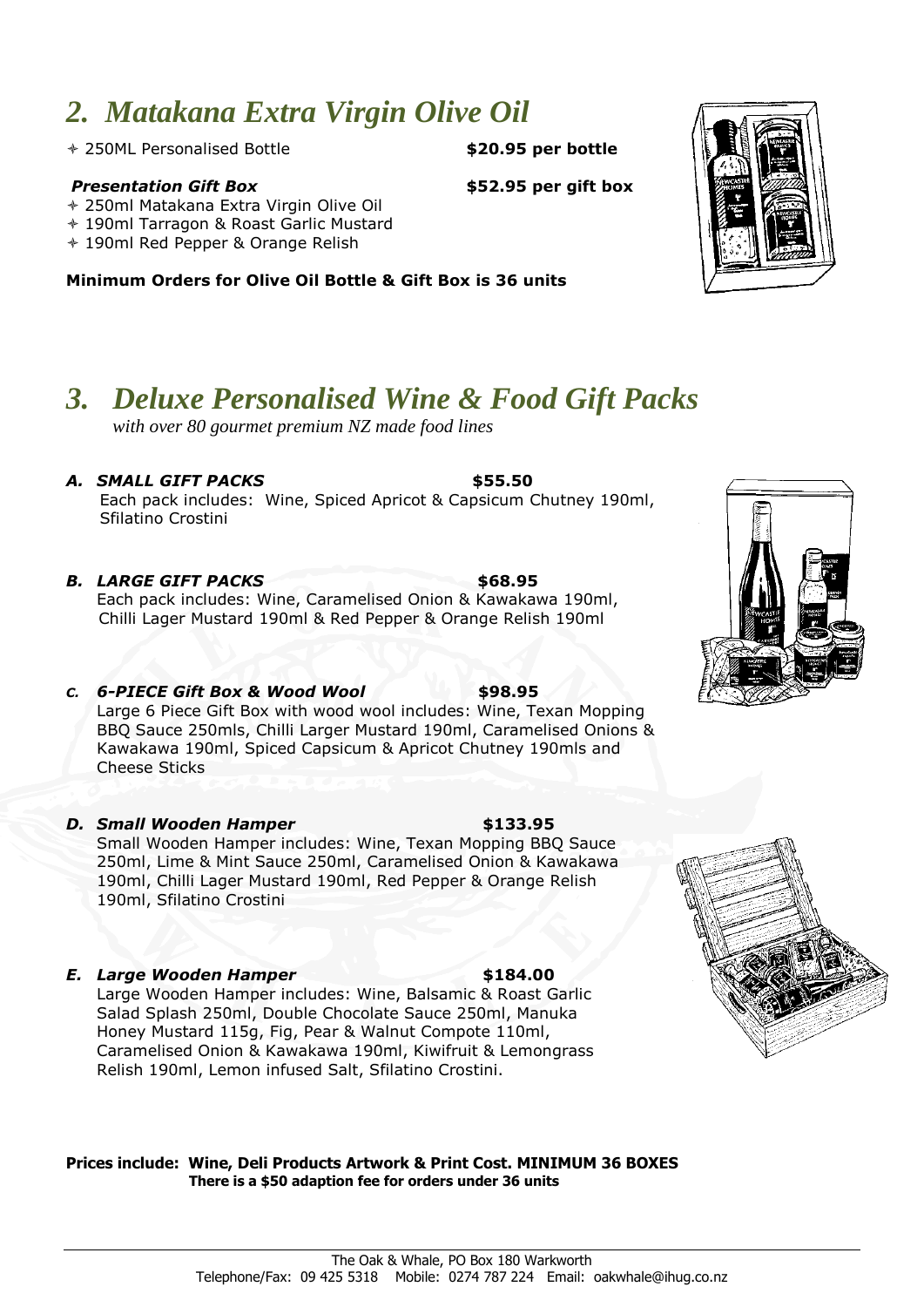## 2. Matakana Extra Virgin Olive Oil

- 250ML Personalised Bottle **$20.95 per bottle**

***Presentation Gift Box*** **$52.95 per gift box**

- 250ml Matakana Extra Virgin Olive Oil
- 190ml Tarragon & Roast Garlic Mustard
- 190ml Red Pepper & Orange Relish

**Minimum Orders for Olive Oil Bottle & Gift Box is 36 units**

## 3. Deluxe Personalised Wine & Food Gift Packs

*with over 80 gourmet premium NZ made food lines*

***A. SMALL GIFT PACKS*** **$55.50**

Each pack includes: Wine, Spiced Apricot & Capsicum Chutney 190ml, Sfilatino Crostini

***B. LARGE GIFT PACKS*** **$68.95**

Each pack includes: Wine, Caramelised Onion & Kawakawa 190ml, Chilli Lager Mustard 190ml & Red Pepper & Orange Relish 190ml

***C. 6-PIECE Gift Box & Wood Wool*** **$98.95**

Large 6 Piece Gift Box with wood wool includes: Wine, Texan Mopping BBQ Sauce 250mls, Chilli Larger Mustard 190ml, Caramelised Onions & Kawakawa 190ml, Spiced Capsicum & Apricot Chutney 190mls and Cheese Sticks

***D. Small Wooden Hamper*** **$133.95**

Small Wooden Hamper includes: Wine, Texan Mopping BBQ Sauce 250ml, Lime & Mint Sauce 250ml, Caramelised Onion & Kawakawa 190ml, Chilli Lager Mustard 190ml, Red Pepper & Orange Relish 190ml, Sfilatino Crostini

***E. Large Wooden Hamper*** **$184.00**

Large Wooden Hamper includes: Wine, Balsamic & Roast Garlic Salad Splash 250ml, Double Chocolate Sauce 250ml, Manuka Honey Mustard 115g, Fig, Pear & Walnut Compote 110ml, Caramelised Onion & Kawakawa 190ml, Kiwifruit & Lemongrass Relish 190ml, Lemon infused Salt, Sfilatino Crostini.

**Prices include: Wine, Deli Products Artwork & Print Cost. MINIMUM 36 BOXES**
**There is a $50 adaption fee for orders under 36 units**

The Oak & Whale, PO Box 180 Warkworth
Telephone/Fax: 09 425 5318 Mobile: 0274 787 224 Email: oakwhale@ihug.co.nz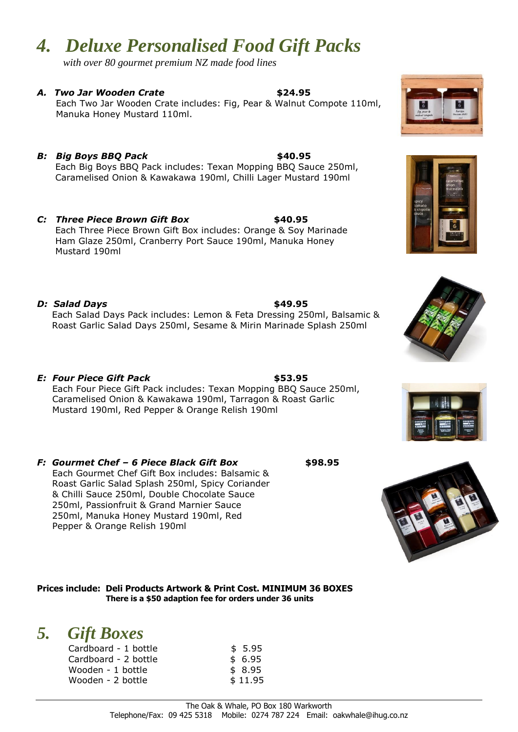# 4. *Deluxe Personalised Food Gift Packs*

*with over 80 gourmet premium NZ made food lines*

***A. Two Jar Wooden Crate*** **$24.95**

Each Two Jar Wooden Crate includes: Fig, Pear & Walnut Compote 110ml, Manuka Honey Mustard 110ml.

***B: Big Boys BBQ Pack*** **$40.95**

Each Big Boys BBQ Pack includes: Texan Mopping BBQ Sauce 250ml, Caramelised Onion & Kawakawa 190ml, Chilli Lager Mustard 190ml

***C: Three Piece Brown Gift Box*** **$40.95**

Each Three Piece Brown Gift Box includes: Orange & Soy Marinade Ham Glaze 250ml, Cranberry Port Sauce 190ml, Manuka Honey Mustard 190ml

***D: Salad Days*** **$49.95**

Each Salad Days Pack includes: Lemon & Feta Dressing 250ml, Balsamic & Roast Garlic Salad Days 250ml, Sesame & Mirin Marinade Splash 250ml

***E: Four Piece Gift Pack*** **$53.95**

Each Four Piece Gift Pack includes: Texan Mopping BBQ Sauce 250ml, Caramelised Onion & Kawakawa 190ml, Tarragon & Roast Garlic Mustard 190ml, Red Pepper & Orange Relish 190ml

***F: Gourmet Chef – 6 Piece Black Gift Box*** **$98.95**

Each Gourmet Chef Gift Box includes: Balsamic & Roast Garlic Salad Splash 250ml, Spicy Coriander & Chilli Sauce 250ml, Double Chocolate Sauce 250ml, Passionfruit & Grand Marnier Sauce 250ml, Manuka Honey Mustard 190ml, Red Pepper & Orange Relish 190ml

**Prices include: Deli Products Artwork & Print Cost. MINIMUM 36 BOXES**
**There is a $50 adaption fee for orders under 36 units**

# 5. *Gift Boxes*

| | |
|---|---|
| Cardboard - 1 bottle | $ 5.95 |
| Cardboard - 2 bottle | $ 6.95 |
| Wooden - 1 bottle | $ 8.95 |
| Wooden - 2 bottle | $ 11.95 |

The Oak & Whale, PO Box 180 Warkworth
Telephone/Fax: 09 425 5318 Mobile: 0274 787 224 Email: oakwhale@ihug.co.nz